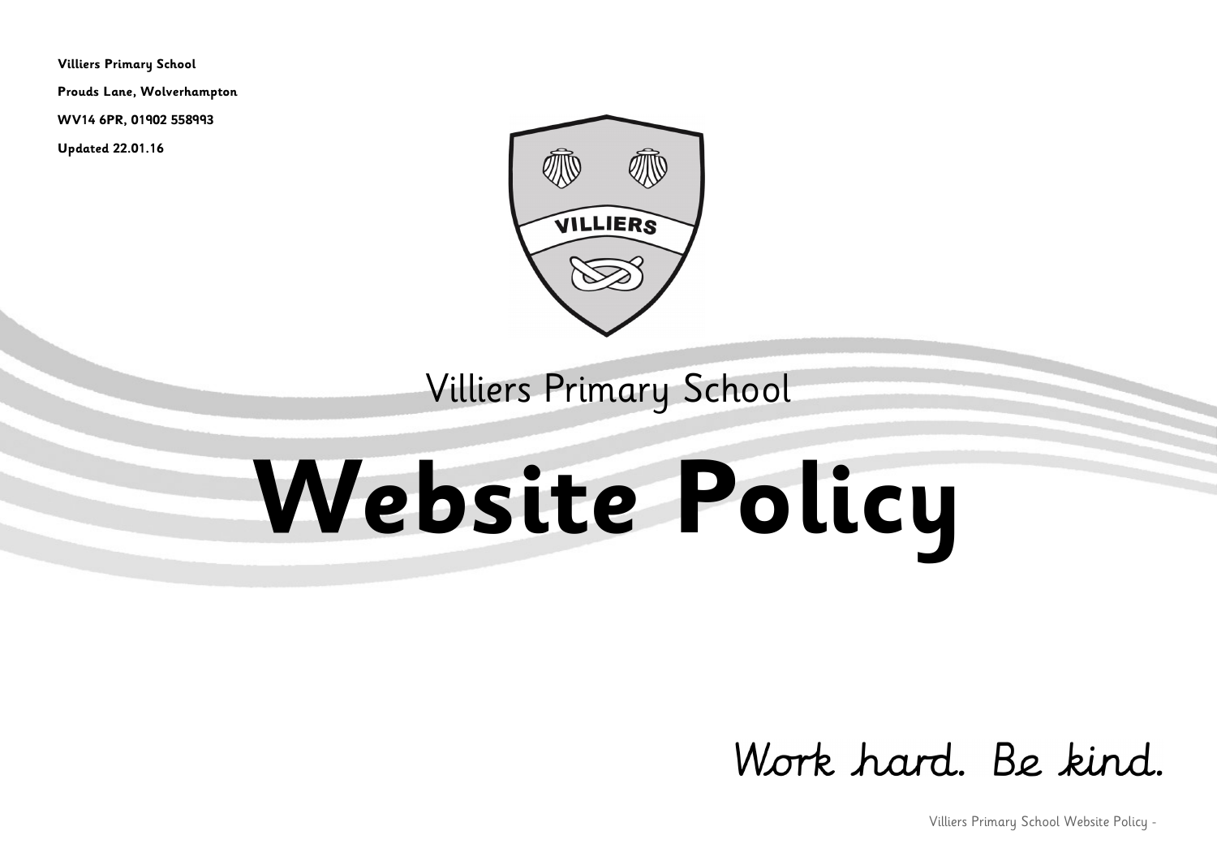**Villiers Primary School**

**Prouds Lane, Wolverhampton**

**WV14 6PR, 01902 558993**

**Updated 22.01.16**

Villiers Primary School

# Website Policy

*Work hard. Be kind.*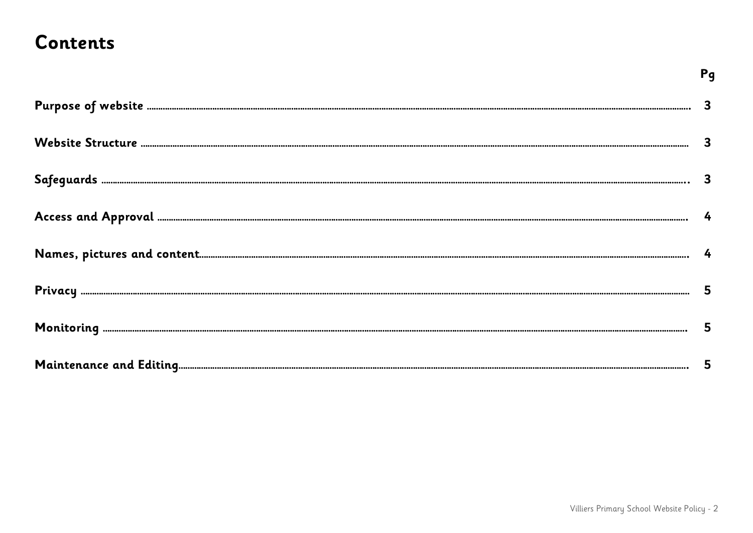# Contents

| | Pg |
|---|---|
| **Purpose of website** | **3** |
| **Website Structure** | **3** |
| **Safeguards** | **3** |
| **Access and Approval** | **4** |
| **Names, pictures and content** | **4** |
| **Privacy** | **5** |
| **Monitoring** | **5** |
| **Maintenance and Editing** | **5** |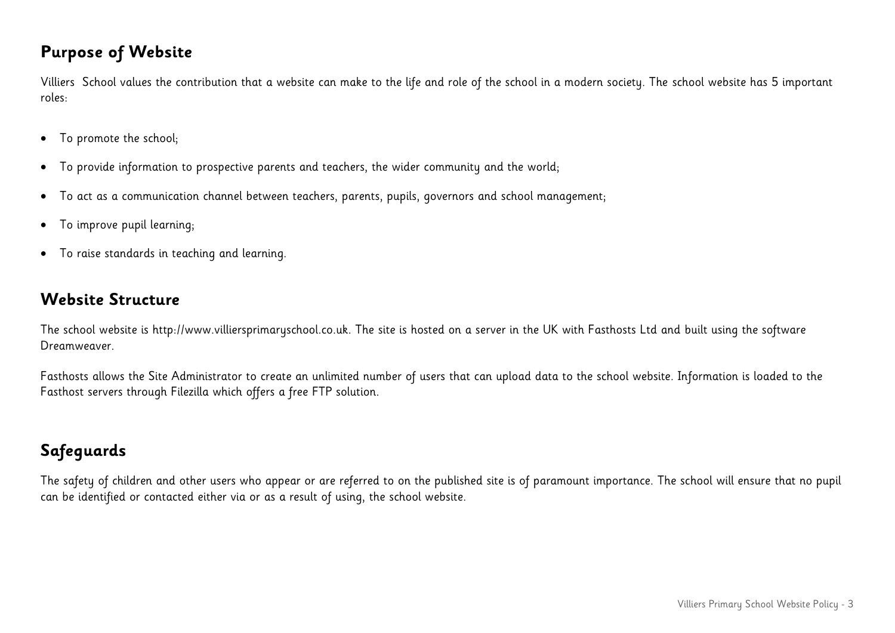## Purpose of Website

Villiers  School values the contribution that a website can make to the life and role of the school in a modern society. The school website has 5 important roles:

- To promote the school;
- To provide information to prospective parents and teachers, the wider community and the world;
- To act as a communication channel between teachers, parents, pupils, governors and school management;
- To improve pupil learning;
- To raise standards in teaching and learning.

## Website Structure

The school website is http://www.villiersprimaryschool.co.uk. The site is hosted on a server in the UK with Fasthosts Ltd and built using the software Dreamweaver.

Fasthosts allows the Site Administrator to create an unlimited number of users that can upload data to the school website. Information is loaded to the Fasthost servers through Filezilla which offers a free FTP solution.

## Safeguards

The safety of children and other users who appear or are referred to on the published site is of paramount importance. The school will ensure that no pupil can be identified or contacted either via or as a result of using, the school website.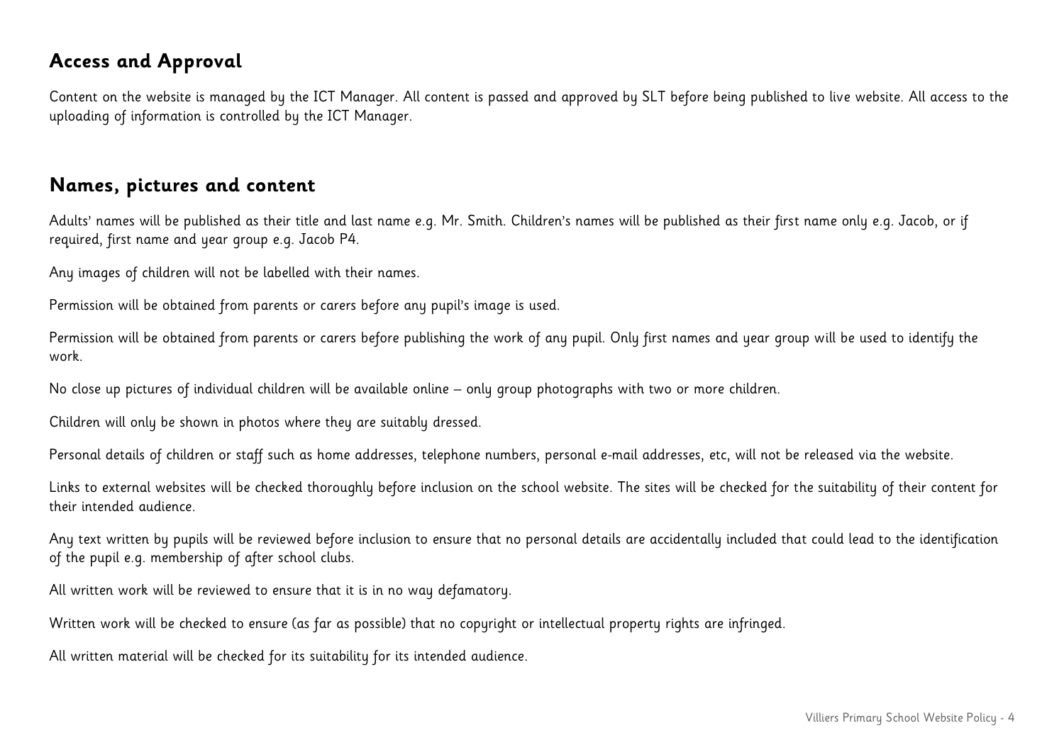## Access and Approval

Content on the website is managed by the ICT Manager. All content is passed and approved by SLT before being published to live website. All access to the uploading of information is controlled by the ICT Manager.

## Names, pictures and content

Adults' names will be published as their title and last name e.g. Mr. Smith. Children's names will be published as their first name only e.g. Jacob, or if required, first name and year group e.g. Jacob P4.

Any images of children will not be labelled with their names.

Permission will be obtained from parents or carers before any pupil's image is used.

Permission will be obtained from parents or carers before publishing the work of any pupil. Only first names and year group will be used to identify the work.

No close up pictures of individual children will be available online – only group photographs with two or more children.

Children will only be shown in photos where they are suitably dressed.

Personal details of children or staff such as home addresses, telephone numbers, personal e-mail addresses, etc, will not be released via the website.

Links to external websites will be checked thoroughly before inclusion on the school website. The sites will be checked for the suitability of their content for their intended audience.

Any text written by pupils will be reviewed before inclusion to ensure that no personal details are accidentally included that could lead to the identification of the pupil e.g. membership of after school clubs.

All written work will be reviewed to ensure that it is in no way defamatory.

Written work will be checked to ensure (as far as possible) that no copyright or intellectual property rights are infringed.

All written material will be checked for its suitability for its intended audience.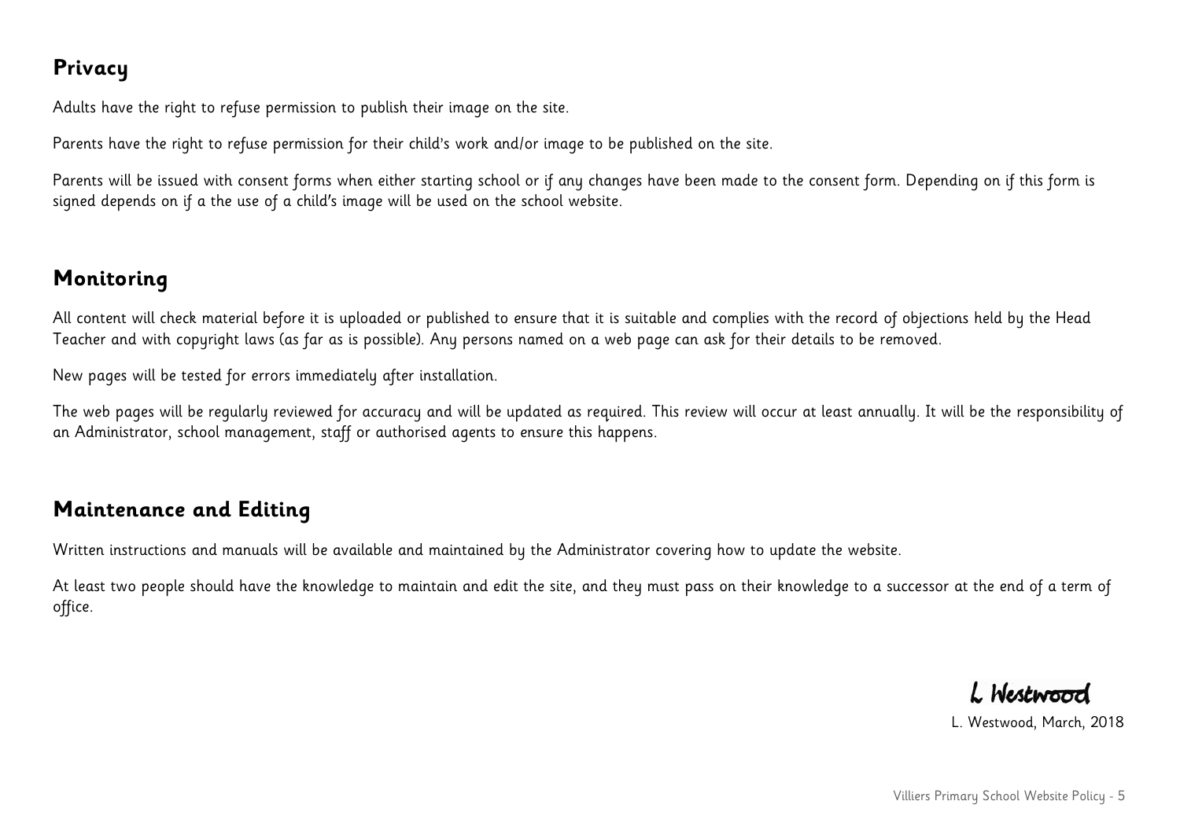## Privacy

Adults have the right to refuse permission to publish their image on the site.

Parents have the right to refuse permission for their child's work and/or image to be published on the site.

Parents will be issued with consent forms when either starting school or if any changes have been made to the consent form. Depending on if this form is signed depends on if a the use of a child's image will be used on the school website.

## Monitoring

All content will check material before it is uploaded or published to ensure that it is suitable and complies with the record of objections held by the Head Teacher and with copyright laws (as far as is possible). Any persons named on a web page can ask for their details to be removed.

New pages will be tested for errors immediately after installation.

The web pages will be regularly reviewed for accuracy and will be updated as required. This review will occur at least annually. It will be the responsibility of an Administrator, school management, staff or authorised agents to ensure this happens.

## Maintenance and Editing

Written instructions and manuals will be available and maintained by the Administrator covering how to update the website.

At least two people should have the knowledge to maintain and edit the site, and they must pass on their knowledge to a successor at the end of a term of office.

L Westwood

L. Westwood, March, 2018